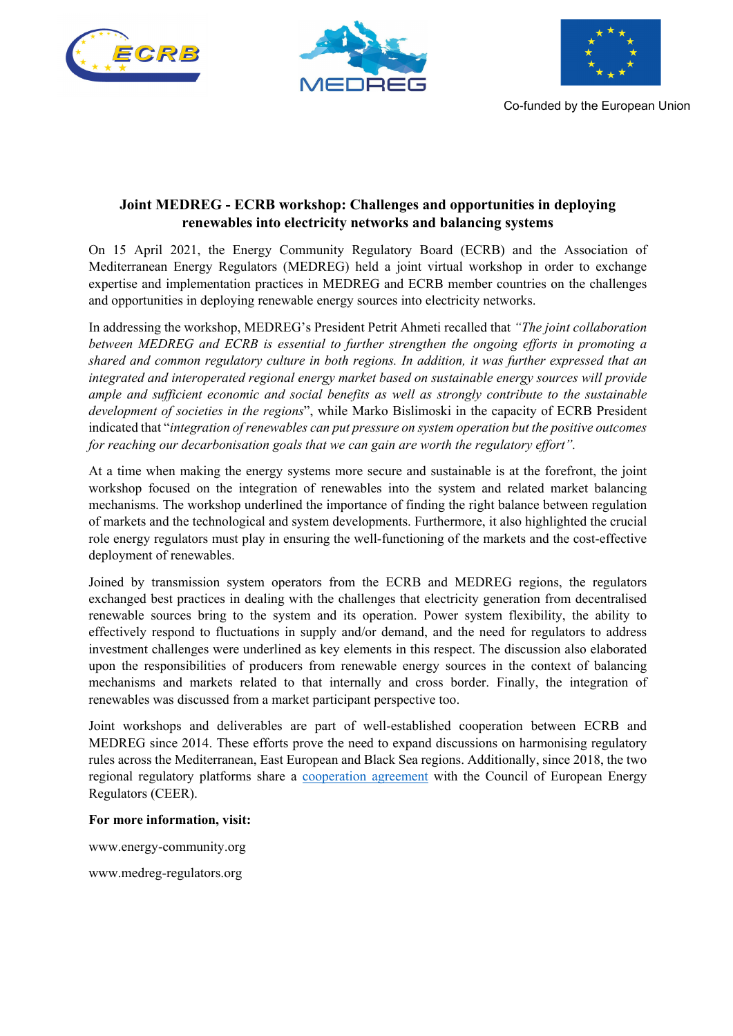Co-funded by the European Union

## Joint MEDREG - ECRB workshop: Challenges and opportunities in deploying renewables into electricity networks and balancing systems

On 15 April 2021, the Energy Community Regulatory Board (ECRB) and the Association of Mediterranean Energy Regulators (MEDREG) held a joint virtual workshop in order to exchange expertise and implementation practices in MEDREG and ECRB member countries on the challenges and opportunities in deploying renewable energy sources into electricity networks.

In addressing the workshop, MEDREG's President Petrit Ahmeti recalled that *"The joint collaboration between MEDREG and ECRB is essential to further strengthen the ongoing efforts in promoting a shared and common regulatory culture in both regions. In addition, it was further expressed that an integrated and interoperated regional energy market based on sustainable energy sources will provide ample and sufficient economic and social benefits as well as strongly contribute to the sustainable development of societies in the regions*", while Marko Bislimoski in the capacity of ECRB President indicated that "*integration of renewables can put pressure on system operation but the positive outcomes for reaching our decarbonisation goals that we can gain are worth the regulatory effort".*

At a time when making the energy systems more secure and sustainable is at the forefront, the joint workshop focused on the integration of renewables into the system and related market balancing mechanisms. The workshop underlined the importance of finding the right balance between regulation of markets and the technological and system developments. Furthermore, it also highlighted the crucial role energy regulators must play in ensuring the well-functioning of the markets and the cost-effective deployment of renewables.

Joined by transmission system operators from the ECRB and MEDREG regions, the regulators exchanged best practices in dealing with the challenges that electricity generation from decentralised renewable sources bring to the system and its operation. Power system flexibility, the ability to effectively respond to fluctuations in supply and/or demand, and the need for regulators to address investment challenges were underlined as key elements in this respect. The discussion also elaborated upon the responsibilities of producers from renewable energy sources in the context of balancing mechanisms and markets related to that internally and cross border. Finally, the integration of renewables was discussed from a market participant perspective too.

Joint workshops and deliverables are part of well-established cooperation between ECRB and MEDREG since 2014. These efforts prove the need to expand discussions on harmonising regulatory rules across the Mediterranean, East European and Black Sea regions. Additionally, since 2018, the two regional regulatory platforms share a cooperation agreement with the Council of European Energy Regulators (CEER).

**For more information, visit:**

www.energy-community.org

www.medreg-regulators.org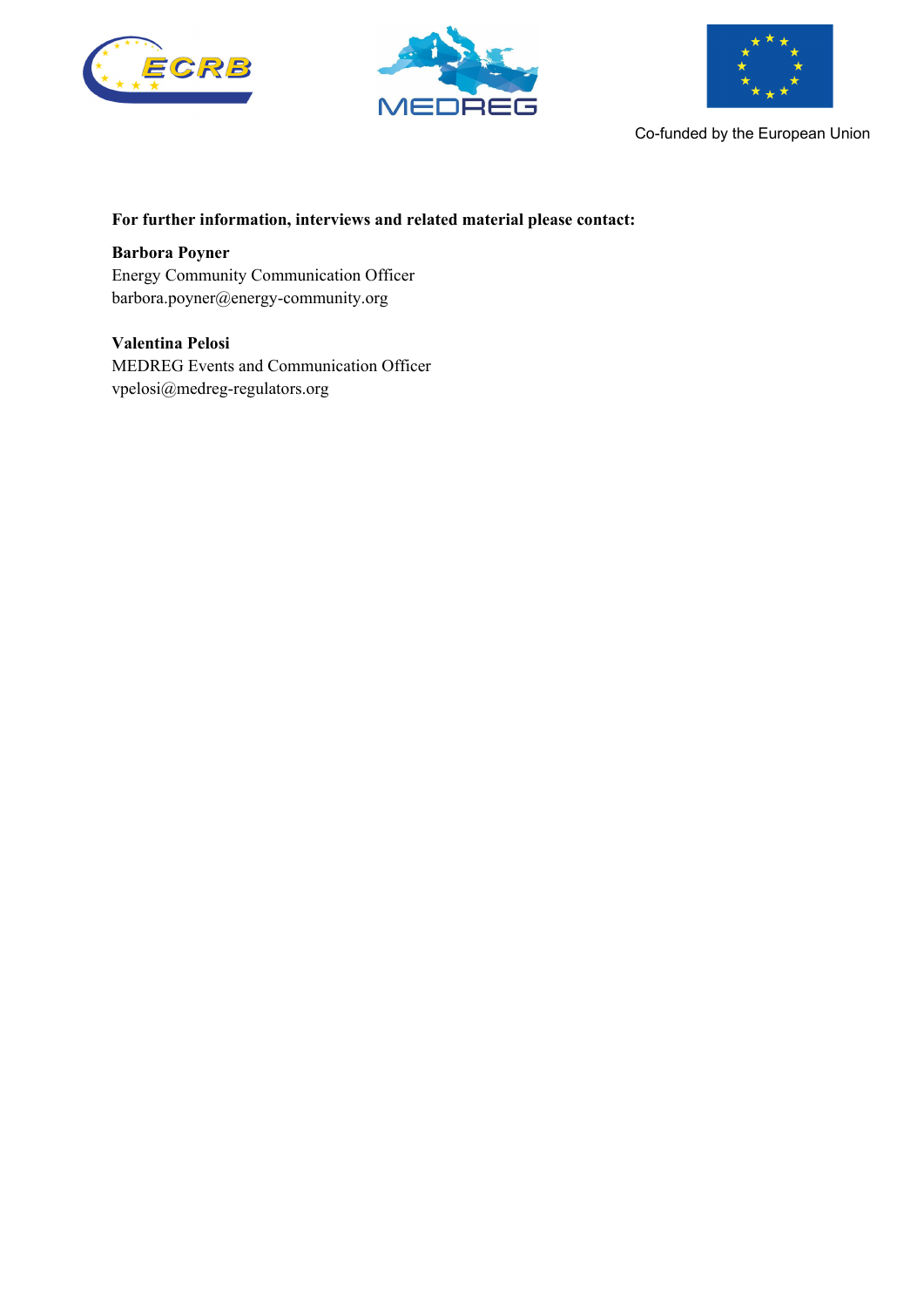Co-funded by the European Union

**For further information, interviews and related material please contact:**

**Barbora Poyner**
Energy Community Communication Officer
barbora.poyner@energy-community.org

**Valentina Pelosi**
MEDREG Events and Communication Officer
vpelosi@medreg-regulators.org